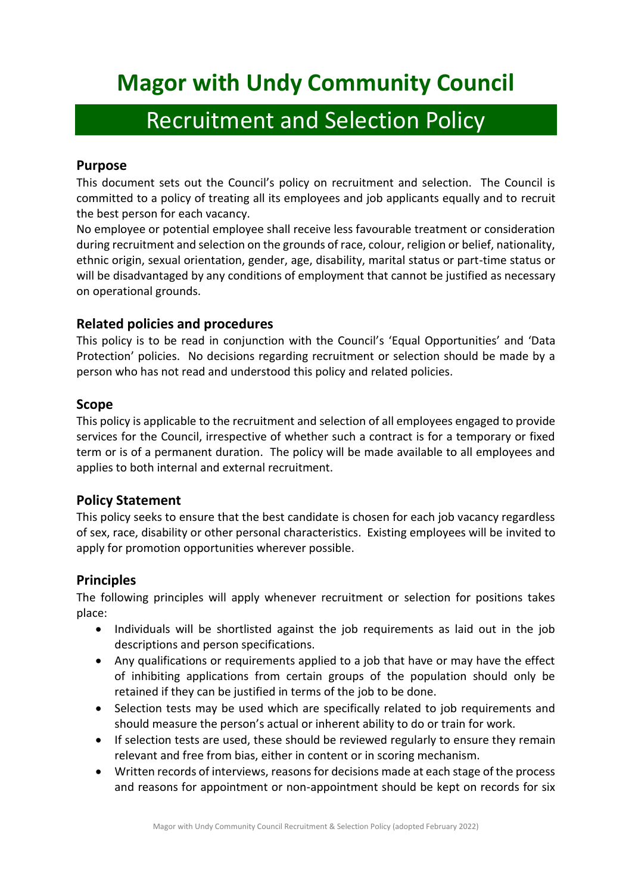# Magor with Undy Community Council

## Recruitment and Selection Policy

### Purpose

This document sets out the Council's policy on recruitment and selection. The Council is committed to a policy of treating all its employees and job applicants equally and to recruit the best person for each vacancy.

No employee or potential employee shall receive less favourable treatment or consideration during recruitment and selection on the grounds of race, colour, religion or belief, nationality, ethnic origin, sexual orientation, gender, age, disability, marital status or part-time status or will be disadvantaged by any conditions of employment that cannot be justified as necessary on operational grounds.

### Related policies and procedures

This policy is to be read in conjunction with the Council's 'Equal Opportunities' and 'Data Protection' policies. No decisions regarding recruitment or selection should be made by a person who has not read and understood this policy and related policies.

### Scope

This policy is applicable to the recruitment and selection of all employees engaged to provide services for the Council, irrespective of whether such a contract is for a temporary or fixed term or is of a permanent duration. The policy will be made available to all employees and applies to both internal and external recruitment.

### Policy Statement

This policy seeks to ensure that the best candidate is chosen for each job vacancy regardless of sex, race, disability or other personal characteristics. Existing employees will be invited to apply for promotion opportunities wherever possible.

### Principles

The following principles will apply whenever recruitment or selection for positions takes place:

- Individuals will be shortlisted against the job requirements as laid out in the job descriptions and person specifications.
- Any qualifications or requirements applied to a job that have or may have the effect of inhibiting applications from certain groups of the population should only be retained if they can be justified in terms of the job to be done.
- Selection tests may be used which are specifically related to job requirements and should measure the person's actual or inherent ability to do or train for work.
- If selection tests are used, these should be reviewed regularly to ensure they remain relevant and free from bias, either in content or in scoring mechanism.
- Written records of interviews, reasons for decisions made at each stage of the process and reasons for appointment or non-appointment should be kept on records for six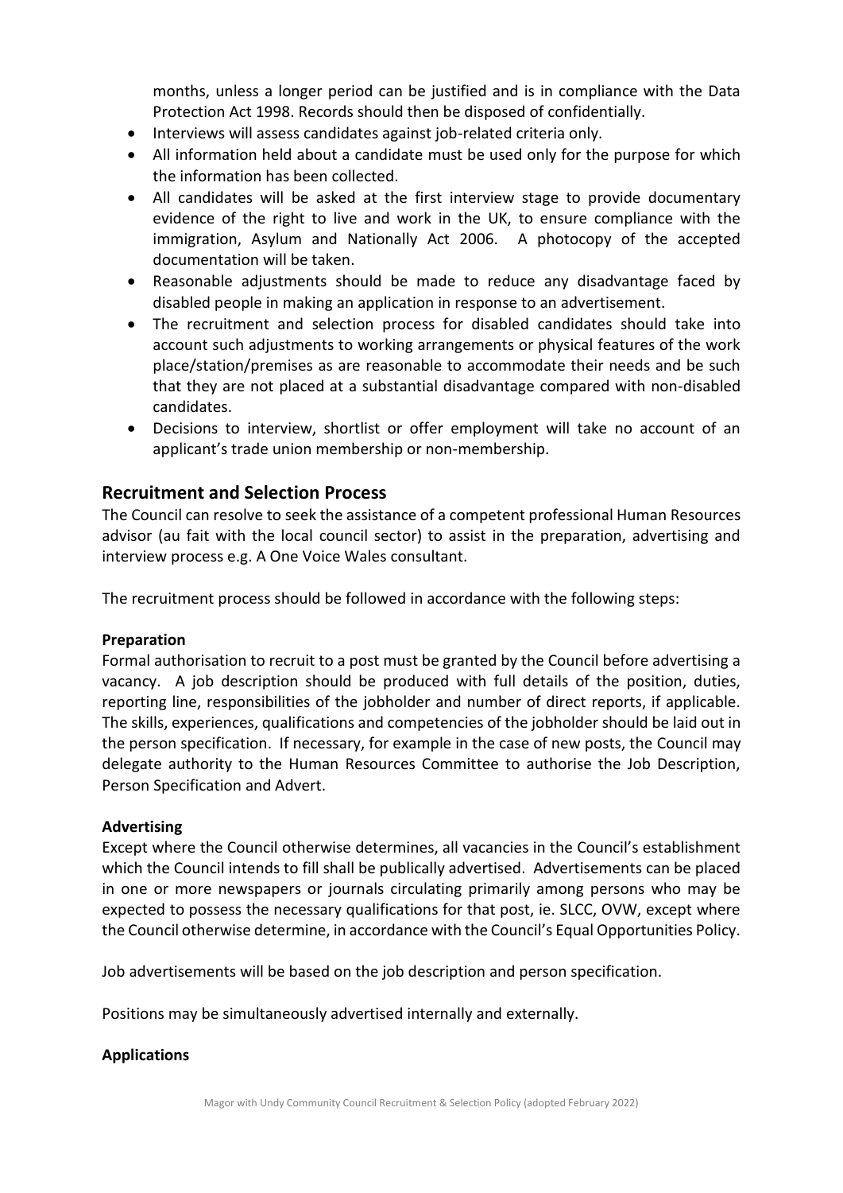months, unless a longer period can be justified and is in compliance with the Data Protection Act 1998. Records should then be disposed of confidentially.

- Interviews will assess candidates against job-related criteria only.
- All information held about a candidate must be used only for the purpose for which the information has been collected.
- All candidates will be asked at the first interview stage to provide documentary evidence of the right to live and work in the UK, to ensure compliance with the immigration, Asylum and Nationally Act 2006. A photocopy of the accepted documentation will be taken.
- Reasonable adjustments should be made to reduce any disadvantage faced by disabled people in making an application in response to an advertisement.
- The recruitment and selection process for disabled candidates should take into account such adjustments to working arrangements or physical features of the work place/station/premises as are reasonable to accommodate their needs and be such that they are not placed at a substantial disadvantage compared with non-disabled candidates.
- Decisions to interview, shortlist or offer employment will take no account of an applicant's trade union membership or non-membership.

## Recruitment and Selection Process

The Council can resolve to seek the assistance of a competent professional Human Resources advisor (au fait with the local council sector) to assist in the preparation, advertising and interview process e.g. A One Voice Wales consultant.

The recruitment process should be followed in accordance with the following steps:

**Preparation**

Formal authorisation to recruit to a post must be granted by the Council before advertising a vacancy. A job description should be produced with full details of the position, duties, reporting line, responsibilities of the jobholder and number of direct reports, if applicable. The skills, experiences, qualifications and competencies of the jobholder should be laid out in the person specification. If necessary, for example in the case of new posts, the Council may delegate authority to the Human Resources Committee to authorise the Job Description, Person Specification and Advert.

**Advertising**

Except where the Council otherwise determines, all vacancies in the Council's establishment which the Council intends to fill shall be publically advertised. Advertisements can be placed in one or more newspapers or journals circulating primarily among persons who may be expected to possess the necessary qualifications for that post, ie. SLCC, OVW, except where the Council otherwise determine, in accordance with the Council's Equal Opportunities Policy.

Job advertisements will be based on the job description and person specification.

Positions may be simultaneously advertised internally and externally.

**Applications**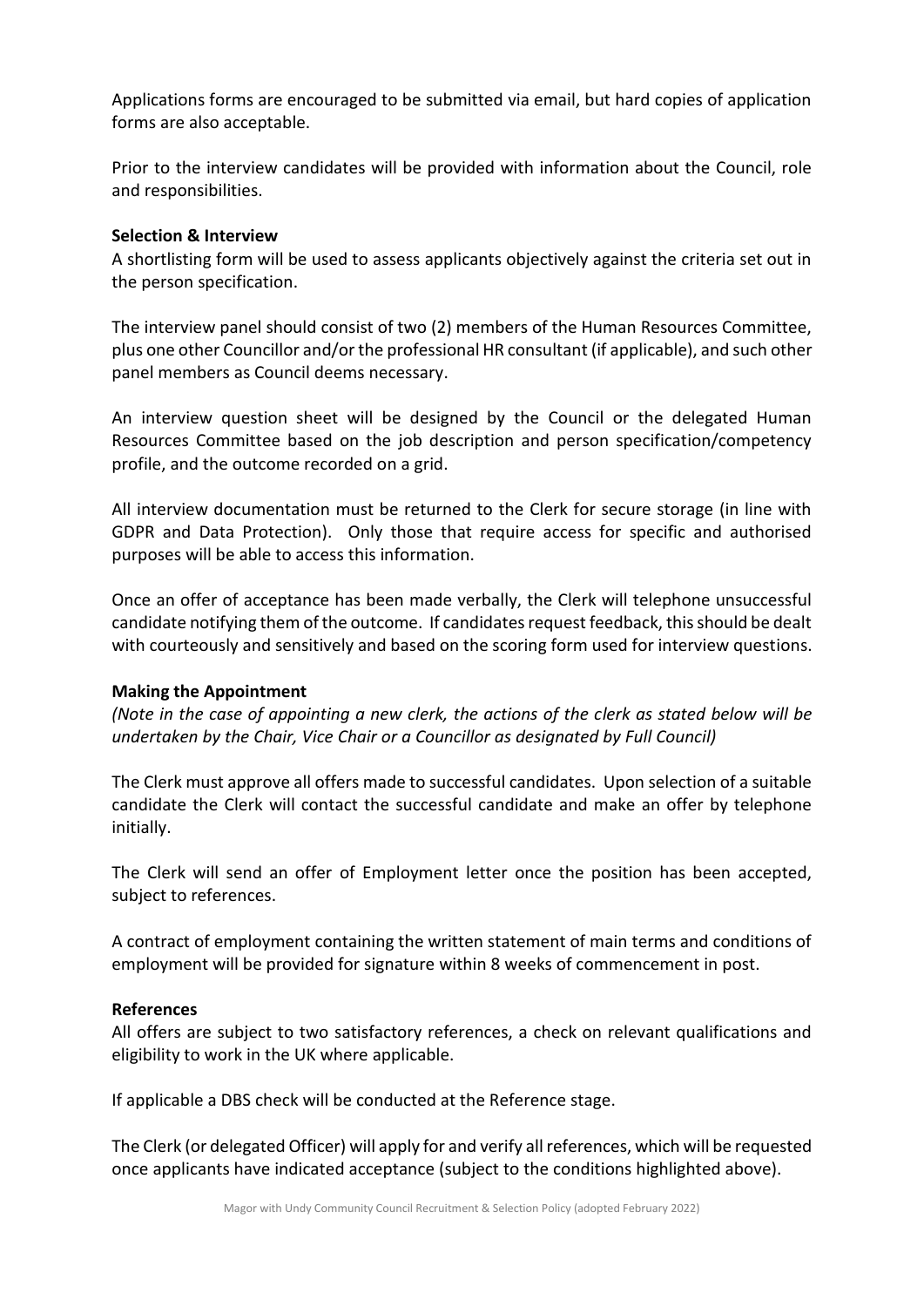Applications forms are encouraged to be submitted via email, but hard copies of application forms are also acceptable.

Prior to the interview candidates will be provided with information about the Council, role and responsibilities.

**Selection & Interview**

A shortlisting form will be used to assess applicants objectively against the criteria set out in the person specification.

The interview panel should consist of two (2) members of the Human Resources Committee, plus one other Councillor and/or the professional HR consultant (if applicable), and such other panel members as Council deems necessary.

An interview question sheet will be designed by the Council or the delegated Human Resources Committee based on the job description and person specification/competency profile, and the outcome recorded on a grid.

All interview documentation must be returned to the Clerk for secure storage (in line with GDPR and Data Protection). Only those that require access for specific and authorised purposes will be able to access this information.

Once an offer of acceptance has been made verbally, the Clerk will telephone unsuccessful candidate notifying them of the outcome. If candidates request feedback, this should be dealt with courteously and sensitively and based on the scoring form used for interview questions.

**Making the Appointment**

*(Note in the case of appointing a new clerk, the actions of the clerk as stated below will be undertaken by the Chair, Vice Chair or a Councillor as designated by Full Council)*

The Clerk must approve all offers made to successful candidates. Upon selection of a suitable candidate the Clerk will contact the successful candidate and make an offer by telephone initially.

The Clerk will send an offer of Employment letter once the position has been accepted, subject to references.

A contract of employment containing the written statement of main terms and conditions of employment will be provided for signature within 8 weeks of commencement in post.

**References**

All offers are subject to two satisfactory references, a check on relevant qualifications and eligibility to work in the UK where applicable.

If applicable a DBS check will be conducted at the Reference stage.

The Clerk (or delegated Officer) will apply for and verify all references, which will be requested once applicants have indicated acceptance (subject to the conditions highlighted above).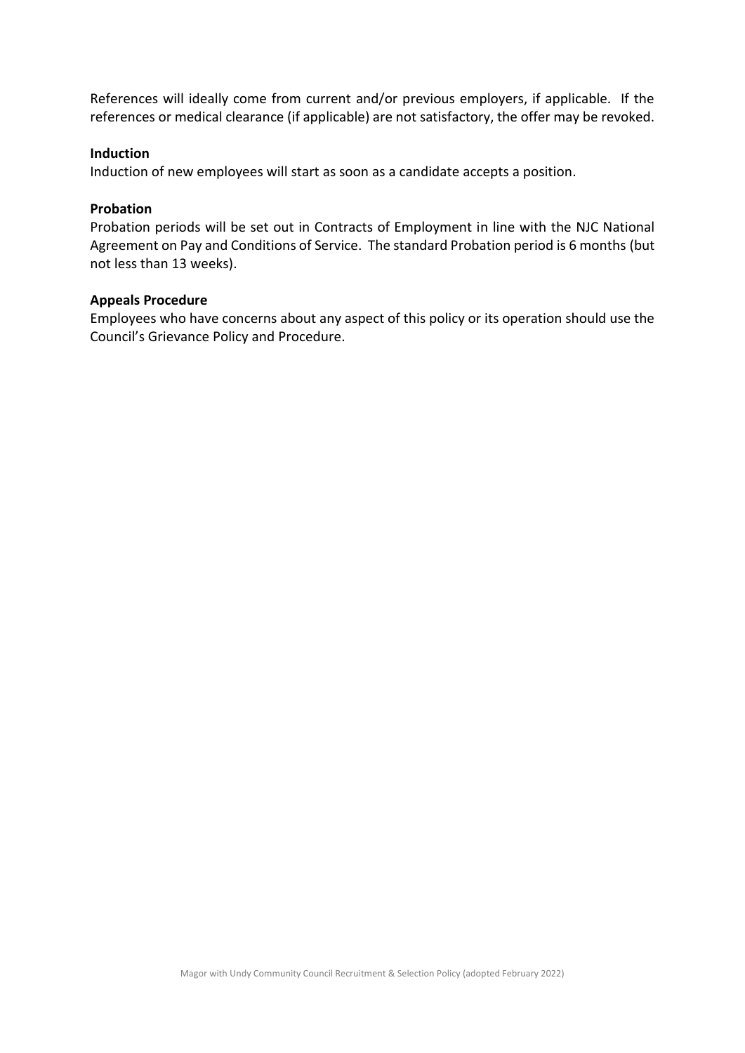References will ideally come from current and/or previous employers, if applicable. If the references or medical clearance (if applicable) are not satisfactory, the offer may be revoked.

**Induction**

Induction of new employees will start as soon as a candidate accepts a position.

**Probation**

Probation periods will be set out in Contracts of Employment in line with the NJC National Agreement on Pay and Conditions of Service. The standard Probation period is 6 months (but not less than 13 weeks).

**Appeals Procedure**

Employees who have concerns about any aspect of this policy or its operation should use the Council's Grievance Policy and Procedure.